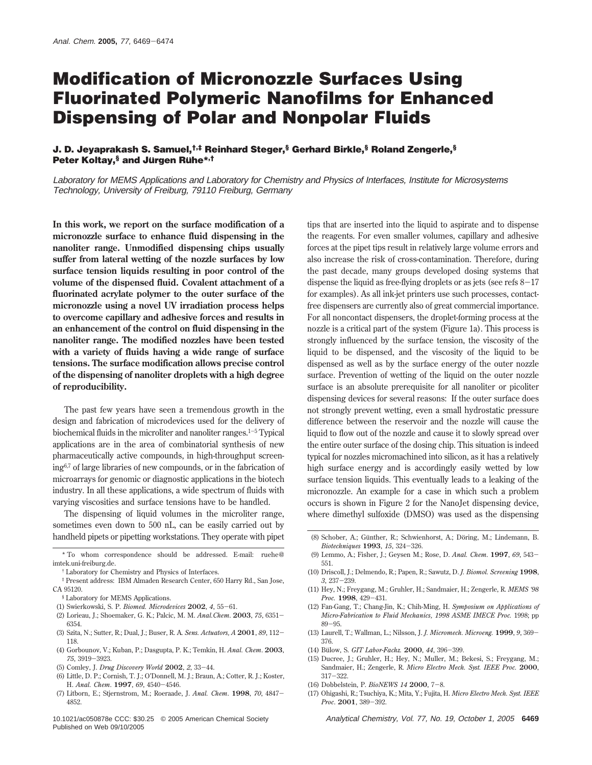# Modification of Micronozzle Surfaces Using Fluorinated Polymeric Nanofilms for Enhanced Dispensing of Polar and Nonpolar Fluids

**J. D. Jeyaprakash S. Samuel,[†,‡] Reinhard Steger,[§] Gerhard Birkle,[§] Roland Zengerle,[§] Peter Koltay,[§] and Jürgen Rühe*[,†]**

*Laboratory for MEMS Applications and Laboratory for Chemistry and Physics of Interfaces, Institute for Microsystems Technology, University of Freiburg, 79110 Freiburg, Germany*

**In this work, we report on the surface modification of a micronozzle surface to enhance fluid dispensing in the nanoliter range. Unmodified dispensing chips usually suffer from lateral wetting of the nozzle surfaces by low surface tension liquids resulting in poor control of the volume of the dispensed fluid. Covalent attachment of a fluorinated acrylate polymer to the outer surface of the micronozzle using a novel UV irradiation process helps to overcome capillary and adhesive forces and results in an enhancement of the control on fluid dispensing in the nanoliter range. The modified nozzles have been tested with a variety of fluids having a wide range of surface tensions. The surface modification allows precise control of the dispensing of nanoliter droplets with a high degree of reproducibility.**

The past few years have seen a tremendous growth in the design and fabrication of microdevices used for the delivery of biochemical fluids in the microliter and nanoliter ranges.[1–5] Typical applications are in the area of combinatorial synthesis of new pharmaceutically active compounds, in high-throughput screening[6,7] of large libraries of new compounds, or in the fabrication of microarrays for genomic or diagnostic applications in the biotech industry. In all these applications, a wide spectrum of fluids with varying viscosities and surface tensions have to be handled.

The dispensing of liquid volumes in the microliter range, sometimes even down to 500 nL, can be easily carried out by handheld pipets or pipetting workstations. They operate with pipet tips that are inserted into the liquid to aspirate and to dispense the reagents. For even smaller volumes, capillary and adhesive forces at the pipet tips result in relatively large volume errors and also increase the risk of cross-contamination. Therefore, during the past decade, many groups developed dosing systems that dispense the liquid as free-flying droplets or as jets (see refs 8–17 for examples). As all ink-jet printers use such processes, contact-free dispensers are currently also of great commercial importance. For all noncontact dispensers, the droplet-forming process at the nozzle is a critical part of the system (Figure 1a). This process is strongly influenced by the surface tension, the viscosity of the liquid to be dispensed, and the viscosity of the liquid to be dispensed as well as by the surface energy of the outer nozzle surface. Prevention of wetting of the liquid on the outer nozzle surface is an absolute prerequisite for all nanoliter or picoliter dispensing devices for several reasons: If the outer surface does not strongly prevent wetting, even a small hydrostatic pressure difference between the reservoir and the nozzle will cause the liquid to flow out of the nozzle and cause it to slowly spread over the entire outer surface of the dosing chip. This situation is indeed typical for nozzles micromachined into silicon, as it has a relatively high surface energy and is accordingly easily wetted by low surface tension liquids. This eventually leads to a leaking of the micronozzle. An example for a case in which such a problem occurs is shown in Figure 2 for the NanoJet dispensing device, where dimethyl sulfoxide (DMSO) was used as the dispensing

\* To whom correspondence should be addressed. E-mail: ruehe@imtek.uni-freiburg.de.

† Laboratory for Chemistry and Physics of Interfaces.

‡ Present address: IBM Almaden Research Center, 650 Harry Rd., San Jose, CA 95120.

§ Laboratory for MEMS Applications.

(1) Swierkowski, S. P. *Biomed. Microdevices* **2002**, *4*, 55–61.
(2) Lorieau, J.; Shoemaker, G. K.; Palcic, M. M. *Anal.Chem.* **2003**, *75*, 6351–6354.
(3) Szita, N.; Sutter, R.; Dual, J.; Buser, R. A. *Sens. Actuators, A* **2001**, *89*, 112–118.
(4) Gorbounov, V.; Kuban, P.; Dasgupta, P. K.; Temkin, H. *Anal. Chem.* **2003**, *75*, 3919–3923.
(5) Comley, J. *Drug Discovery World* **2002**, *2*, 33–44.
(6) Little, D. P.; Cornish, T. J.; O'Donnell, M. J.; Braun, A.; Cotter, R. J.; Koster, H. *Anal. Chem.* **1997**, *69*, 4540–4546.
(7) Litborn, E.; Stjernstrom, M.; Roeraade, J. *Anal. Chem.* **1998**, *70*, 4847–4852.
(8) Schober, A.; Günther, R.; Schwienhorst, A.; Döring, M.; Lindemann, B. *Biotechniques* **1993**, *15*, 324–326.
(9) Lemmo, A.; Fisher, J.; Geysen M.; Rose, D. *Anal. Chem.* **1997**, *69*, 543–551.
(10) Driscoll, J.; Delmendo, R.; Papen, R.; Sawutz, D. *J. Biomol. Screening* **1998**, *3*, 237–239.
(11) Hey, N.; Freygang, M.; Gruhler, H.; Sandmaier, H.; Zengerle, R. *MEMS '98 Proc.* **1998**, 429–431.
(12) Fan-Gang, T.; Chang-Jin, K.; Chih-Ming, H. *Symposium on Applications of Micro-Fabrication to Fluid Mechanics, 1998 ASME IMECE Proc.* 1998; pp 89–95.
(13) Laurell, T.; Wallman, L.; Nilsson, J. *J. Micromech. Microeng.* **1999**, *9*, 369–376.
(14) Bülow, S. *GIT Labor-Fachz.* **2000**, *44*, 396–399.
(15) Ducree, J.; Gruhler, H.; Hey, N.; Muller, M.; Bekesi, S.; Freygang, M.; Sandmaier, H.; Zengerle, R. *Micro Electro Mech. Syst. IEEE Proc.* **2000**, 317–322.
(16) Dobbelstein, P. *BioNEWS 14* **2000**, 7–8.
(17) Ohigashi, R.; Tsuchiya, K.; Mita, Y.; Fujita, H. *Micro Electro Mech. Syst. IEEE Proc.* **2001**, 389–392.

10.1021/ac050878e CCC: $30.25 © 2005 American Chemical Society
Published on Web 09/10/2005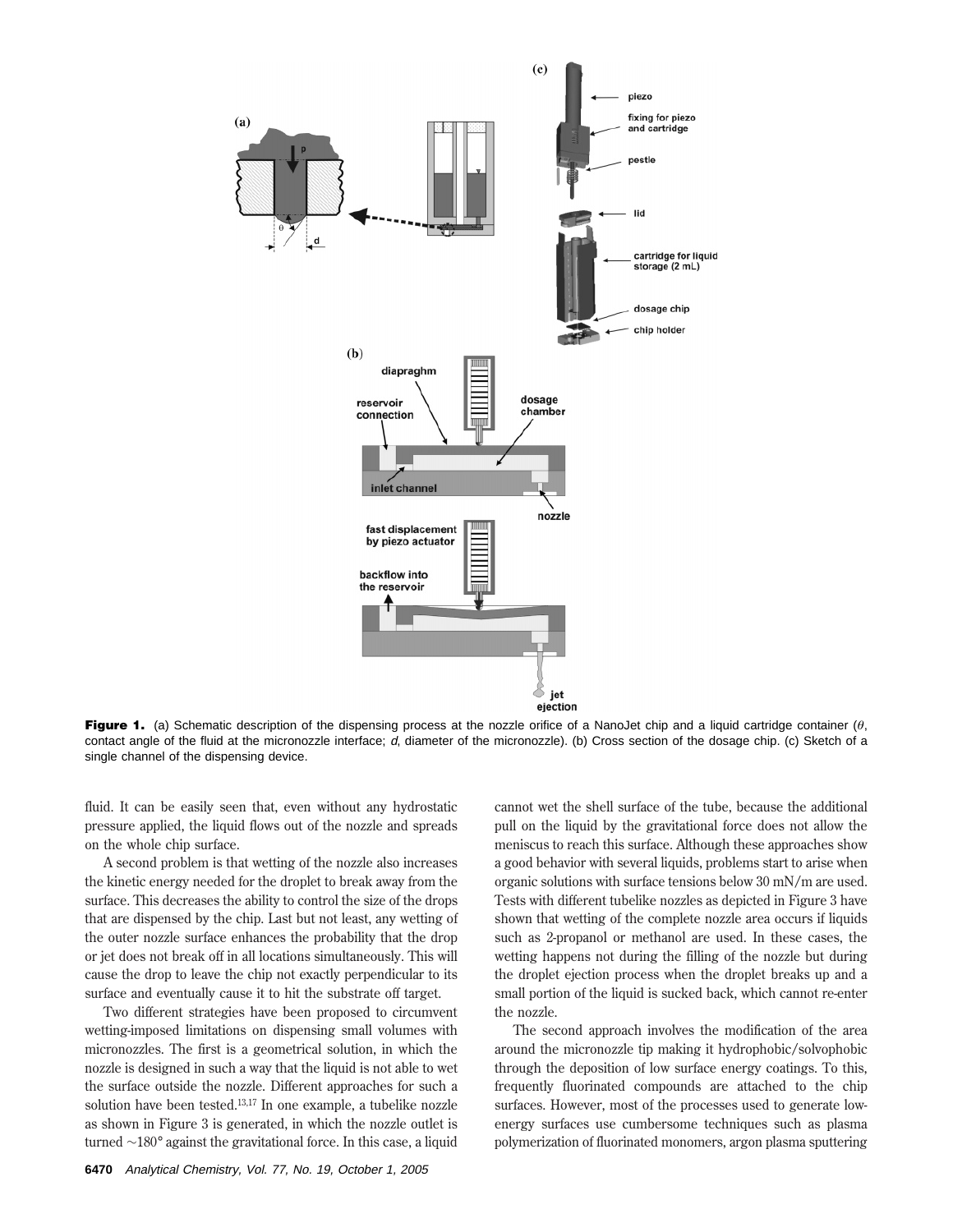**Figure 1.** (a) Schematic description of the dispensing process at the nozzle orifice of a NanoJet chip and a liquid cartridge container ($\theta$, contact angle of the fluid at the micronozzle interface; $d$, diameter of the micronozzle). (b) Cross section of the dosage chip. (c) Sketch of a single channel of the dispensing device.

fluid. It can be easily seen that, even without any hydrostatic pressure applied, the liquid flows out of the nozzle and spreads on the whole chip surface.

A second problem is that wetting of the nozzle also increases the kinetic energy needed for the droplet to break away from the surface. This decreases the ability to control the size of the drops that are dispensed by the chip. Last but not least, any wetting of the outer nozzle surface enhances the probability that the drop or jet does not break off in all locations simultaneously. This will cause the drop to leave the chip not exactly perpendicular to its surface and eventually cause it to hit the substrate off target.

Two different strategies have been proposed to circumvent wetting-imposed limitations on dispensing small volumes with micronozzles. The first is a geometrical solution, in which the nozzle is designed in such a way that the liquid is not able to wet the surface outside the nozzle. Different approaches for such a solution have been tested.[13,17] In one example, a tubelike nozzle as shown in Figure 3 is generated, in which the nozzle outlet is turned ~180° against the gravitational force. In this case, a liquid cannot wet the shell surface of the tube, because the additional pull on the liquid by the gravitational force does not allow the meniscus to reach this surface. Although these approaches show a good behavior with several liquids, problems start to arise when organic solutions with surface tensions below 30 mN/m are used. Tests with different tubelike nozzles as depicted in Figure 3 have shown that wetting of the complete nozzle area occurs if liquids such as 2-propanol or methanol are used. In these cases, the wetting happens not during the filling of the nozzle but during the droplet ejection process when the droplet breaks up and a small portion of the liquid is sucked back, which cannot re-enter the nozzle.

The second approach involves the modification of the area around the micronozzle tip making it hydrophobic/solvophobic through the deposition of low surface energy coatings. To this, frequently fluorinated compounds are attached to the chip surfaces. However, most of the processes used to generate low-energy surfaces use cumbersome techniques such as plasma polymerization of fluorinated monomers, argon plasma sputtering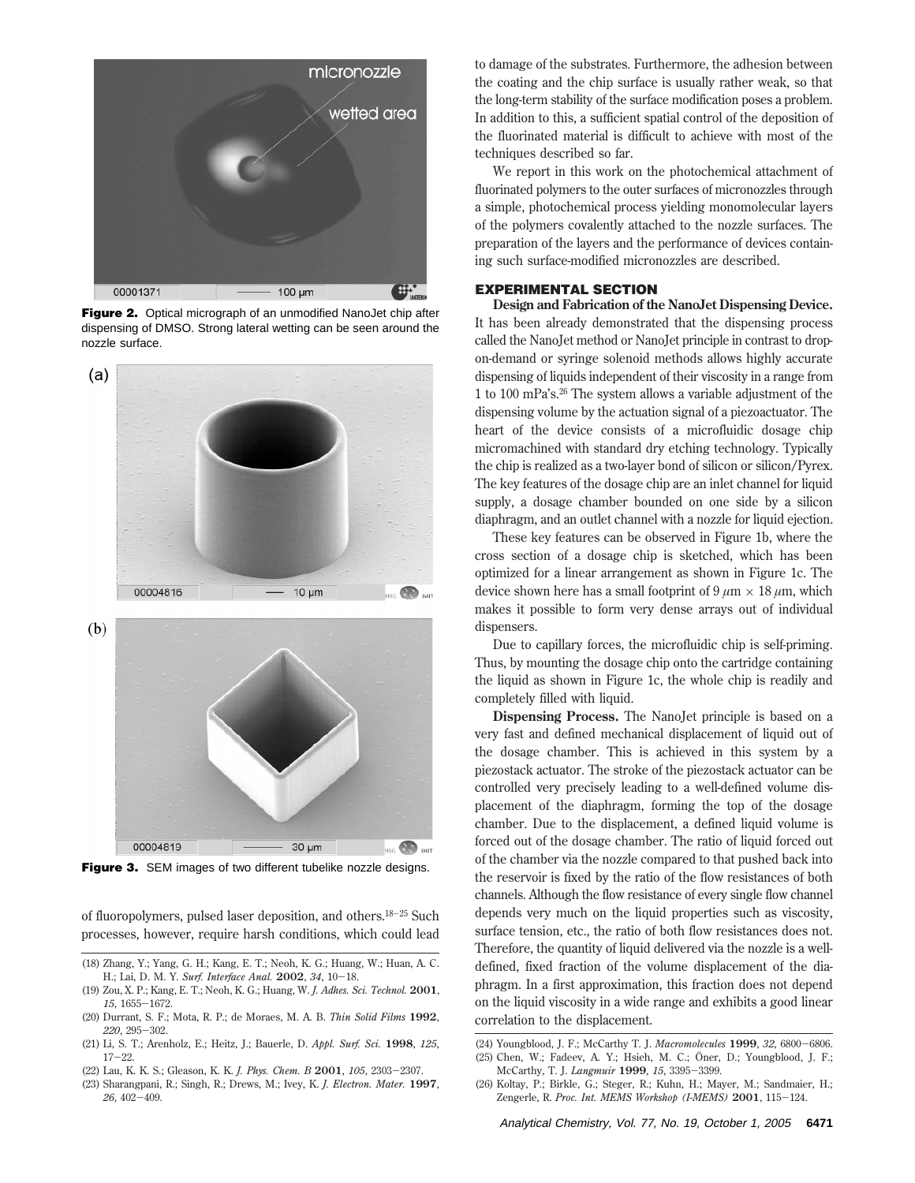Figure 2. Optical micrograph of an unmodified NanoJet chip after dispensing of DMSO. Strong lateral wetting can be seen around the nozzle surface.

Figure 3. SEM images of two different tubelike nozzle designs.

of fluoropolymers, pulsed laser deposition, and others.[18–25] Such processes, however, require harsh conditions, which could lead to damage of the substrates. Furthermore, the adhesion between the coating and the chip surface is usually rather weak, so that the long-term stability of the surface modification poses a problem. In addition to this, a sufficient spatial control of the deposition of the fluorinated material is difficult to achieve with most of the techniques described so far.

We report in this work on the photochemical attachment of fluorinated polymers to the outer surfaces of micronozzles through a simple, photochemical process yielding monomolecular layers of the polymers covalently attached to the nozzle surfaces. The preparation of the layers and the performance of devices containing such surface-modified micronozzles are described.

## EXPERIMENTAL SECTION

**Design and Fabrication of the NanoJet Dispensing Device.** It has been already demonstrated that the dispensing process called the NanoJet method or NanoJet principle in contrast to drop-on-demand or syringe solenoid methods allows highly accurate dispensing of liquids independent of their viscosity in a range from 1 to 100 mPa's.[26] The system allows a variable adjustment of the dispensing volume by the actuation signal of a piezoactuator. The heart of the device consists of a microfluidic dosage chip micromachined with standard dry etching technology. Typically the chip is realized as a two-layer bond of silicon or silicon/Pyrex. The key features of the dosage chip are an inlet channel for liquid supply, a dosage chamber bounded on one side by a silicon diaphragm, and an outlet channel with a nozzle for liquid ejection.

These key features can be observed in Figure 1b, where the cross section of a dosage chip is sketched, which has been optimized for a linear arrangement as shown in Figure 1c. The device shown here has a small footprint of 9 $\mu$m × 18 $\mu$m, which makes it possible to form very dense arrays out of individual dispensers.

Due to capillary forces, the microfluidic chip is self-priming. Thus, by mounting the dosage chip onto the cartridge containing the liquid as shown in Figure 1c, the whole chip is readily and completely filled with liquid.

**Dispensing Process.** The NanoJet principle is based on a very fast and defined mechanical displacement of liquid out of the dosage chamber. This is achieved in this system by a piezostack actuator. The stroke of the piezostack actuator can be controlled very precisely leading to a well-defined volume displacement of the diaphragm, forming the top of the dosage chamber. Due to the displacement, a defined liquid volume is forced out of the dosage chamber. The ratio of liquid forced out of the chamber via the nozzle compared to that pushed back into the reservoir is fixed by the ratio of the flow resistances of both channels. Although the flow resistance of every single flow channel depends very much on the liquid properties such as viscosity, surface tension, etc., the ratio of both flow resistances does not. Therefore, the quantity of liquid delivered via the nozzle is a well-defined, fixed fraction of the volume displacement of the diaphragm. In a first approximation, this fraction does not depend on the liquid viscosity in a wide range and exhibits a good linear correlation to the displacement.

(18) Zhang, Y.; Yang, G. H.; Kang, E. T.; Neoh, K. G.; Huang, W.; Huan, A. C. H.; Lai, D. M. Y. *Surf. Interface Anal.* **2002**, *34*, 10–18.
(19) Zou, X. P.; Kang, E. T.; Neoh, K. G.; Huang, W. *J. Adhes. Sci. Technol.* **2001**, *15*, 1655–1672.
(20) Durrant, S. F.; Mota, R. P.; de Moraes, M. A. B. *Thin Solid Films* **1992**, *220*, 295–302.
(21) Li, S. T.; Arenholz, E.; Heitz, J.; Bauerle, D. *Appl. Surf. Sci.* **1998**, *125*, 17–22.
(22) Lau, K. K. S.; Gleason, K. K. *J. Phys. Chem. B* **2001**, *105*, 2303–2307.
(23) Sharangpani, R.; Singh, R.; Drews, M.; Ivey, K. *J. Electron. Mater.* **1997**, *26*, 402–409.
(24) Youngblood, J. F.; McCarthy T. J. *Macromolecules* **1999**, *32*, 6800–6806.
(25) Chen, W.; Fadeev, A. Y.; Hsieh, M. C.; Öner, D.; Youngblood, J. F.; McCarthy, T. J. *Langmuir* **1999**, *15*, 3395–3399.
(26) Koltay, P.; Birkle, G.; Steger, R.; Kuhn, H.; Mayer, M.; Sandmaier, H.; Zengerle, R. *Proc. Int. MEMS Workshop (I-MEMS)* **2001**, 115–124.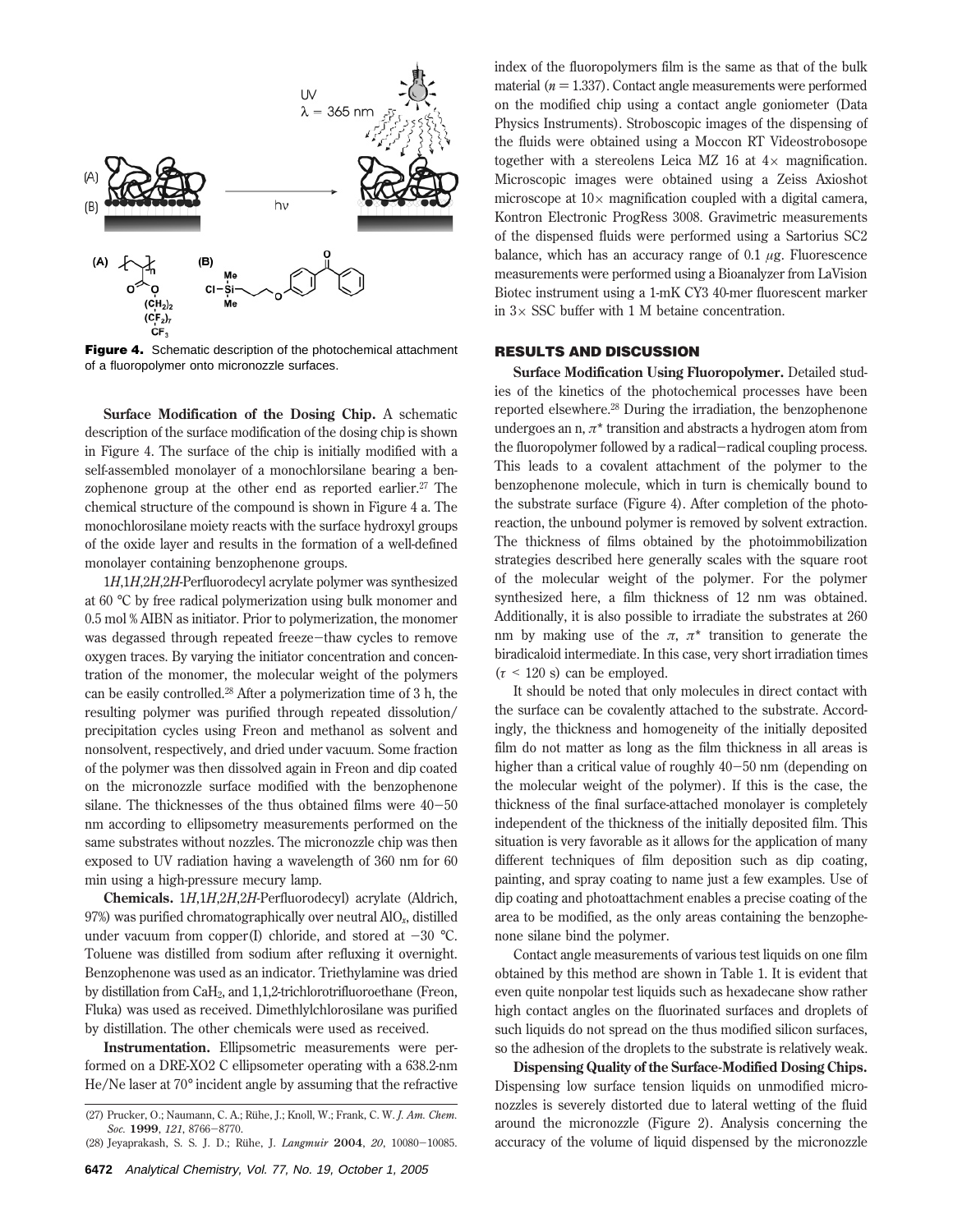**Figure 4.** Schematic description of the photochemical attachment of a fluoropolymer onto micronozzle surfaces.

**Surface Modification of the Dosing Chip.** A schematic description of the surface modification of the dosing chip is shown in Figure 4. The surface of the chip is initially modified with a self-assembled monolayer of a monochlorsilane bearing a benzophenone group at the other end as reported earlier.[27] The chemical structure of the compound is shown in Figure 4 a. The monochlorosilane moiety reacts with the surface hydroxyl groups of the oxide layer and results in the formation of a well-defined monolayer containing benzophenone groups.

1*H*,1*H*,2*H*,2*H*-Perfluorodecyl acrylate polymer was synthesized at 60 °C by free radical polymerization using bulk monomer and 0.5 mol % AIBN as initiator. Prior to polymerization, the monomer was degassed through repeated freeze−thaw cycles to remove oxygen traces. By varying the initiator concentration and concentration of the monomer, the molecular weight of the polymers can be easily controlled.[28] After a polymerization time of 3 h, the resulting polymer was purified through repeated dissolution/precipitation cycles using Freon and methanol as solvent and nonsolvent, respectively, and dried under vacuum. Some fraction of the polymer was then dissolved again in Freon and dip coated on the micronozzle surface modified with the benzophenone silane. The thicknesses of the thus obtained films were 40−50 nm according to ellipsometry measurements performed on the same substrates without nozzles. The micronozzle chip was then exposed to UV radiation having a wavelength of 360 nm for 60 min using a high-pressure mecury lamp.

**Chemicals.** 1*H*,1*H*,2*H*,2*H*-Perfluorodecyl) acrylate (Aldrich, 97%) was purified chromatographically over neutral $AlO_x$, distilled under vacuum from copper(I) chloride, and stored at −30 °C. Toluene was distilled from sodium after refluxing it overnight. Benzophenone was used as an indicator. Triethylamine was dried by distillation from $CaH_2$, and 1,1,2-trichlorotrifluoroethane (Freon, Fluka) was used as received. Dimethlylchlorosilane was purified by distillation. The other chemicals were used as received.

**Instrumentation.** Ellipsometric measurements were performed on a DRE-XO2 C ellipsometer operating with a 638.2-nm He/Ne laser at 70° incident angle by assuming that the refractive index of the fluoropolymers film is the same as that of the bulk material ($n = 1.337$). Contact angle measurements were performed on the modified chip using a contact angle goniometer (Data Physics Instruments). Stroboscopic images of the dispensing of the fluids were obtained using a Moccon RT Videostrobosope together with a stereolens Leica MZ 16 at 4× magnification. Microscopic images were obtained using a Zeiss Axioshot microscope at 10× magnification coupled with a digital camera, Kontron Electronic ProgRess 3008. Gravimetric measurements of the dispensed fluids were performed using a Sartorius SC2 balance, which has an accuracy range of 0.1 μg. Fluorescence measurements were performed using a Bioanalyzer from LaVision Biotec instrument using a 1-mK CY3 40-mer fluorescent marker in 3× SSC buffer with 1 M betaine concentration.

## RESULTS AND DISCUSSION

**Surface Modification Using Fluoropolymer.** Detailed studies of the kinetics of the photochemical processes have been reported elsewhere.[28] During the irradiation, the benzophenone undergoes an n, $\pi^*$ transition and abstracts a hydrogen atom from the fluoropolymer followed by a radical−radical coupling process. This leads to a covalent attachment of the polymer to the benzophenone molecule, which in turn is chemically bound to the substrate surface (Figure 4). After completion of the photoreaction, the unbound polymer is removed by solvent extraction. The thickness of films obtained by the photoimmobilization strategies described here generally scales with the square root of the molecular weight of the polymer. For the polymer synthesized here, a film thickness of 12 nm was obtained. Additionally, it is also possible to irradiate the substrates at 260 nm by making use of the $\pi$, $\pi^*$ transition to generate the biradicaloid intermediate. In this case, very short irradiation times ($\tau$ < 120 s) can be employed.

It should be noted that only molecules in direct contact with the surface can be covalently attached to the substrate. Accordingly, the thickness and homogeneity of the initially deposited film do not matter as long as the film thickness in all areas is higher than a critical value of roughly 40−50 nm (depending on the molecular weight of the polymer). If this is the case, the thickness of the final surface-attached monolayer is completely independent of the thickness of the initially deposited film. This situation is very favorable as it allows for the application of many different techniques of film deposition such as dip coating, painting, and spray coating to name just a few examples. Use of dip coating and photoattachment enables a precise coating of the area to be modified, as the only areas containing the benzophenone silane bind the polymer.

Contact angle measurements of various test liquids on one film obtained by this method are shown in Table 1. It is evident that even quite nonpolar test liquids such as hexadecane show rather high contact angles on the fluorinated surfaces and droplets of such liquids do not spread on the thus modified silicon surfaces, so the adhesion of the droplets to the substrate is relatively weak.

**Dispensing Quality of the Surface-Modified Dosing Chips.** Dispensing low surface tension liquids on unmodified micronozzles is severely distorted due to lateral wetting of the fluid around the micronozzle (Figure 2). Analysis concerning the accuracy of the volume of liquid dispensed by the micronozzle

(27) Prucker, O.; Naumann, C. A.; Rühe, J.; Knoll, W.; Frank, C. W. *J. Am. Chem. Soc.* **1999**, *121*, 8766−8770.

(28) Jeyaprakash, S. S. J. D.; Rühe, J. *Langmuir* **2004**, *20*, 10080−10085.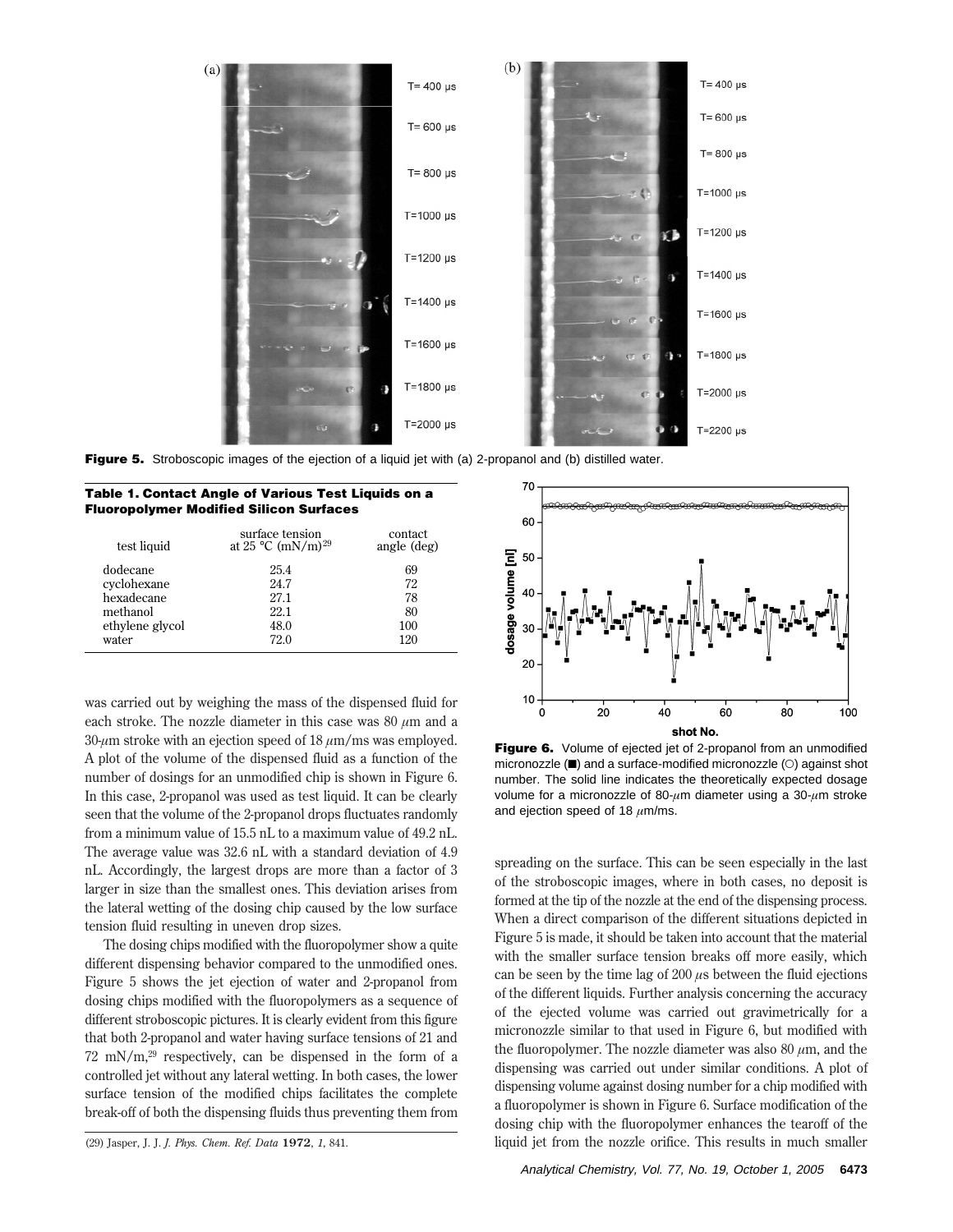Figure 5. Stroboscopic images of the ejection of a liquid jet with (a) 2-propanol and (b) distilled water.

**Table 1. Contact Angle of Various Test Liquids on a Fluoropolymer Modified Silicon Surfaces**

| test liquid | surface tension at 25 °C (mN/m)[29] | contact angle (deg) |
|---|---|---|
| dodecane | 25.4 | 69 |
| cyclohexane | 24.7 | 72 |
| hexadecane | 27.1 | 78 |
| methanol | 22.1 | 80 |
| ethylene glycol | 48.0 | 100 |
| water | 72.0 | 120 |

was carried out by weighing the mass of the dispensed fluid for each stroke. The nozzle diameter in this case was 80 μm and a 30-μm stroke with an ejection speed of 18 μm/ms was employed. A plot of the volume of the dispensed fluid as a function of the number of dosings for an unmodified chip is shown in Figure 6. In this case, 2-propanol was used as test liquid. It can be clearly seen that the volume of the 2-propanol drops fluctuates randomly from a minimum value of 15.5 nL to a maximum value of 49.2 nL. The average value was 32.6 nL with a standard deviation of 4.9 nL. Accordingly, the largest drops are more than a factor of 3 larger in size than the smallest ones. This deviation arises from the lateral wetting of the dosing chip caused by the low surface tension fluid resulting in uneven drop sizes.

The dosing chips modified with the fluoropolymer show a quite different dispensing behavior compared to the unmodified ones. Figure 5 shows the jet ejection of water and 2-propanol from dosing chips modified with the fluoropolymers as a sequence of different stroboscopic pictures. It is clearly evident from this figure that both 2-propanol and water having surface tensions of 21 and 72 mN/m,[29] respectively, can be dispensed in the form of a controlled jet without any lateral wetting. In both cases, the lower surface tension of the modified chips facilitates the complete break-off of both the dispensing fluids thus preventing them from spreading on the surface. This can be seen especially in the last of the stroboscopic images, where in both cases, no deposit is formed at the tip of the nozzle at the end of the dispensing process. When a direct comparison of the different situations depicted in Figure 5 is made, it should be taken into account that the material with the smaller surface tension breaks off more easily, which can be seen by the time lag of 200 μs between the fluid ejections of the different liquids. Further analysis concerning the accuracy of the ejected volume was carried out gravimetrically for a micronozzle similar to that used in Figure 6, but modified with the fluoropolymer. The nozzle diameter was also 80 μm, and the dispensing was carried out under similar conditions. A plot of dispensing volume against dosing number for a chip modified with a fluoropolymer is shown in Figure 6. Surface modification of the dosing chip with the fluoropolymer enhances the tearoff of the liquid jet from the nozzle orifice. This results in much smaller

Figure 6. Volume of ejected jet of 2-propanol from an unmodified micronozzle (■) and a surface-modified micronozzle (○) against shot number. The solid line indicates the theoretically expected dosage volume for a micronozzle of 80-μm diameter using a 30-μm stroke and ejection speed of 18 μm/ms.

(29) Jasper, J. J. *J. Phys. Chem. Ref. Data* **1972**, *1*, 841.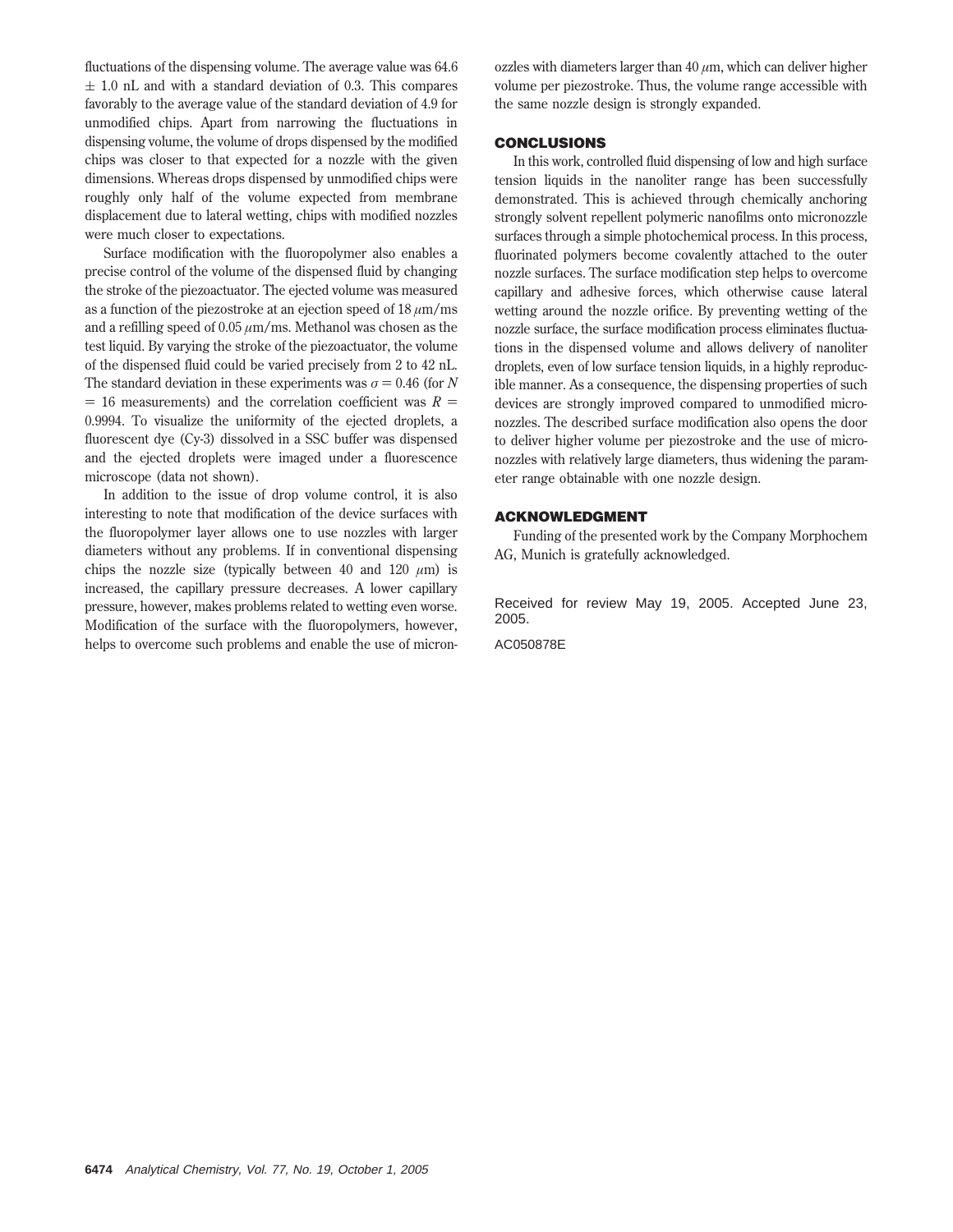fluctuations of the dispensing volume. The average value was 64.6 $\pm$ 1.0 nL and with a standard deviation of 0.3. This compares favorably to the average value of the standard deviation of 4.9 for unmodified chips. Apart from narrowing the fluctuations in dispensing volume, the volume of drops dispensed by the modified chips was closer to that expected for a nozzle with the given dimensions. Whereas drops dispensed by unmodified chips were roughly only half of the volume expected from membrane displacement due to lateral wetting, chips with modified nozzles were much closer to expectations.

Surface modification with the fluoropolymer also enables a precise control of the volume of the dispensed fluid by changing the stroke of the piezoactuator. The ejected volume was measured as a function of the piezostroke at an ejection speed of 18 $\mu$m/ms and a refilling speed of 0.05 $\mu$m/ms. Methanol was chosen as the test liquid. By varying the stroke of the piezoactuator, the volume of the dispensed fluid could be varied precisely from 2 to 42 nL. The standard deviation in these experiments was $\sigma = 0.46$ (for $N = 16$ measurements) and the correlation coefficient was $R = 0.9994$. To visualize the uniformity of the ejected droplets, a fluorescent dye (Cy-3) dissolved in a SSC buffer was dispensed and the ejected droplets were imaged under a fluorescence microscope (data not shown).

In addition to the issue of drop volume control, it is also interesting to note that modification of the device surfaces with the fluoropolymer layer allows one to use nozzles with larger diameters without any problems. If in conventional dispensing chips the nozzle size (typically between 40 and 120 $\mu$m) is increased, the capillary pressure decreases. A lower capillary pressure, however, makes problems related to wetting even worse. Modification of the surface with the fluoropolymers, however, helps to overcome such problems and enable the use of micronozzles with diameters larger than 40 $\mu$m, which can deliver higher volume per piezostroke. Thus, the volume range accessible with the same nozzle design is strongly expanded.

## CONCLUSIONS

In this work, controlled fluid dispensing of low and high surface tension liquids in the nanoliter range has been successfully demonstrated. This is achieved through chemically anchoring strongly solvent repellent polymeric nanofilms onto micronozzle surfaces through a simple photochemical process. In this process, fluorinated polymers become covalently attached to the outer nozzle surfaces. The surface modification step helps to overcome capillary and adhesive forces, which otherwise cause lateral wetting around the nozzle orifice. By preventing wetting of the nozzle surface, the surface modification process eliminates fluctuations in the dispensed volume and allows delivery of nanoliter droplets, even of low surface tension liquids, in a highly reproducible manner. As a consequence, the dispensing properties of such devices are strongly improved compared to unmodified micronozzles. The described surface modification also opens the door to deliver higher volume per piezostroke and the use of micronozzles with relatively large diameters, thus widening the parameter range obtainable with one nozzle design.

## ACKNOWLEDGMENT

Funding of the presented work by the Company Morphochem AG, Munich is gratefully acknowledged.

Received for review May 19, 2005. Accepted June 23, 2005.

AC050878E